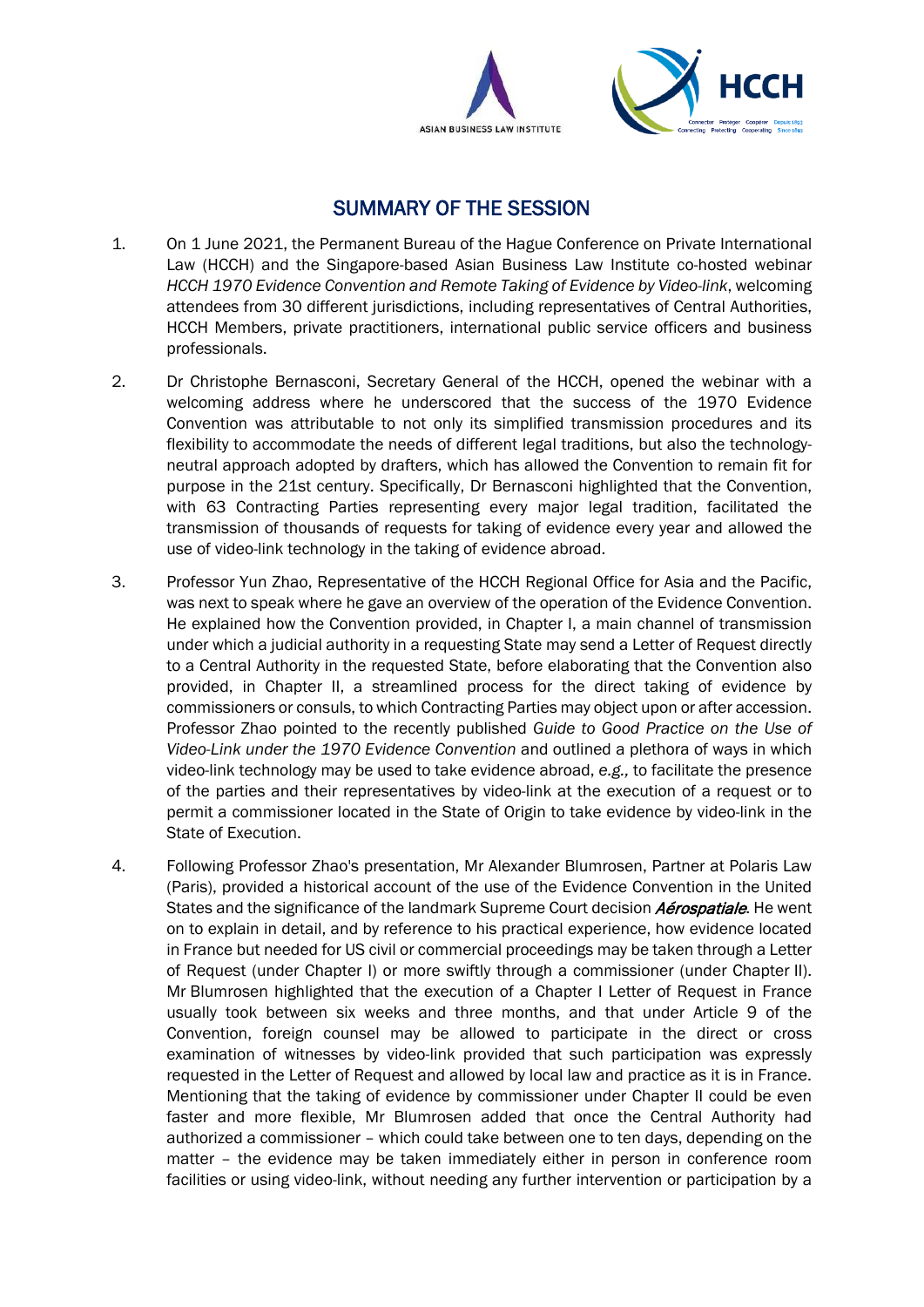# SUMMARY OF THE SESSION

1. On 1 June 2021, the Permanent Bureau of the Hague Conference on Private International Law (HCCH) and the Singapore-based Asian Business Law Institute co-hosted webinar *HCCH 1970 Evidence Convention and Remote Taking of Evidence by Video-link*, welcoming attendees from 30 different jurisdictions, including representatives of Central Authorities, HCCH Members, private practitioners, international public service officers and business professionals.

2. Dr Christophe Bernasconi, Secretary General of the HCCH, opened the webinar with a welcoming address where he underscored that the success of the 1970 Evidence Convention was attributable to not only its simplified transmission procedures and its flexibility to accommodate the needs of different legal traditions, but also the technology-neutral approach adopted by drafters, which has allowed the Convention to remain fit for purpose in the 21st century. Specifically, Dr Bernasconi highlighted that the Convention, with 63 Contracting Parties representing every major legal tradition, facilitated the transmission of thousands of requests for taking of evidence every year and allowed the use of video-link technology in the taking of evidence abroad.

3. Professor Yun Zhao, Representative of the HCCH Regional Office for Asia and the Pacific, was next to speak where he gave an overview of the operation of the Evidence Convention. He explained how the Convention provided, in Chapter I, a main channel of transmission under which a judicial authority in a requesting State may send a Letter of Request directly to a Central Authority in the requested State, before elaborating that the Convention also provided, in Chapter II, a streamlined process for the direct taking of evidence by commissioners or consuls, to which Contracting Parties may object upon or after accession. Professor Zhao pointed to the recently published *Guide to Good Practice on the Use of Video-Link under the 1970 Evidence Convention* and outlined a plethora of ways in which video-link technology may be used to take evidence abroad, *e.g.,* to facilitate the presence of the parties and their representatives by video-link at the execution of a request or to permit a commissioner located in the State of Origin to take evidence by video-link in the State of Execution.

4. Following Professor Zhao's presentation, Mr Alexander Blumrosen, Partner at Polaris Law (Paris), provided a historical account of the use of the Evidence Convention in the United States and the significance of the landmark Supreme Court decision ***Aérospatiale***. He went on to explain in detail, and by reference to his practical experience, how evidence located in France but needed for US civil or commercial proceedings may be taken through a Letter of Request (under Chapter I) or more swiftly through a commissioner (under Chapter II). Mr Blumrosen highlighted that the execution of a Chapter I Letter of Request in France usually took between six weeks and three months, and that under Article 9 of the Convention, foreign counsel may be allowed to participate in the direct or cross examination of witnesses by video-link provided that such participation was expressly requested in the Letter of Request and allowed by local law and practice as it is in France. Mentioning that the taking of evidence by commissioner under Chapter II could be even faster and more flexible, Mr Blumrosen added that once the Central Authority had authorized a commissioner – which could take between one to ten days, depending on the matter – the evidence may be taken immediately either in person in conference room facilities or using video-link, without needing any further intervention or participation by a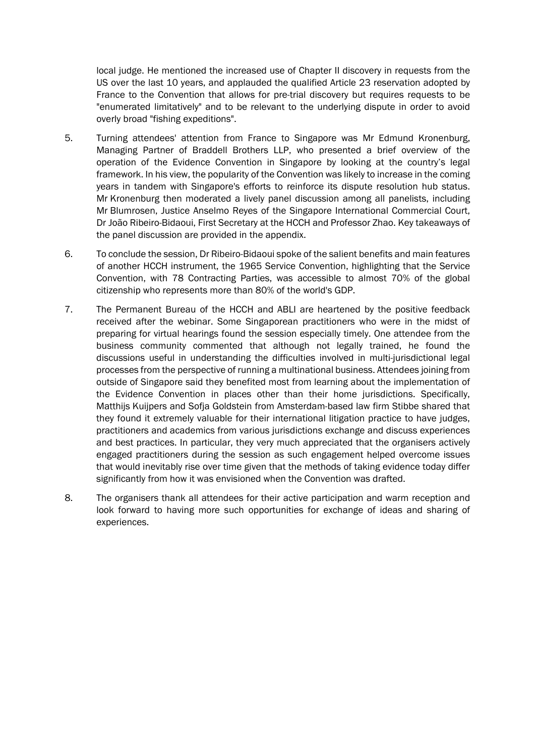local judge. He mentioned the increased use of Chapter II discovery in requests from the US over the last 10 years, and applauded the qualified Article 23 reservation adopted by France to the Convention that allows for pre-trial discovery but requires requests to be "enumerated limitatively" and to be relevant to the underlying dispute in order to avoid overly broad "fishing expeditions".

5. Turning attendees' attention from France to Singapore was Mr Edmund Kronenburg, Managing Partner of Braddell Brothers LLP, who presented a brief overview of the operation of the Evidence Convention in Singapore by looking at the country's legal framework. In his view, the popularity of the Convention was likely to increase in the coming years in tandem with Singapore's efforts to reinforce its dispute resolution hub status. Mr Kronenburg then moderated a lively panel discussion among all panelists, including Mr Blumrosen, Justice Anselmo Reyes of the Singapore International Commercial Court, Dr João Ribeiro-Bidaoui, First Secretary at the HCCH and Professor Zhao. Key takeaways of the panel discussion are provided in the appendix.

6. To conclude the session, Dr Ribeiro-Bidaoui spoke of the salient benefits and main features of another HCCH instrument, the 1965 Service Convention, highlighting that the Service Convention, with 78 Contracting Parties, was accessible to almost 70% of the global citizenship who represents more than 80% of the world's GDP.

7. The Permanent Bureau of the HCCH and ABLI are heartened by the positive feedback received after the webinar. Some Singaporean practitioners who were in the midst of preparing for virtual hearings found the session especially timely. One attendee from the business community commented that although not legally trained, he found the discussions useful in understanding the difficulties involved in multi-jurisdictional legal processes from the perspective of running a multinational business. Attendees joining from outside of Singapore said they benefited most from learning about the implementation of the Evidence Convention in places other than their home jurisdictions. Specifically, Matthijs Kuijpers and Sofja Goldstein from Amsterdam-based law firm Stibbe shared that they found it extremely valuable for their international litigation practice to have judges, practitioners and academics from various jurisdictions exchange and discuss experiences and best practices. In particular, they very much appreciated that the organisers actively engaged practitioners during the session as such engagement helped overcome issues that would inevitably rise over time given that the methods of taking evidence today differ significantly from how it was envisioned when the Convention was drafted.

8. The organisers thank all attendees for their active participation and warm reception and look forward to having more such opportunities for exchange of ideas and sharing of experiences.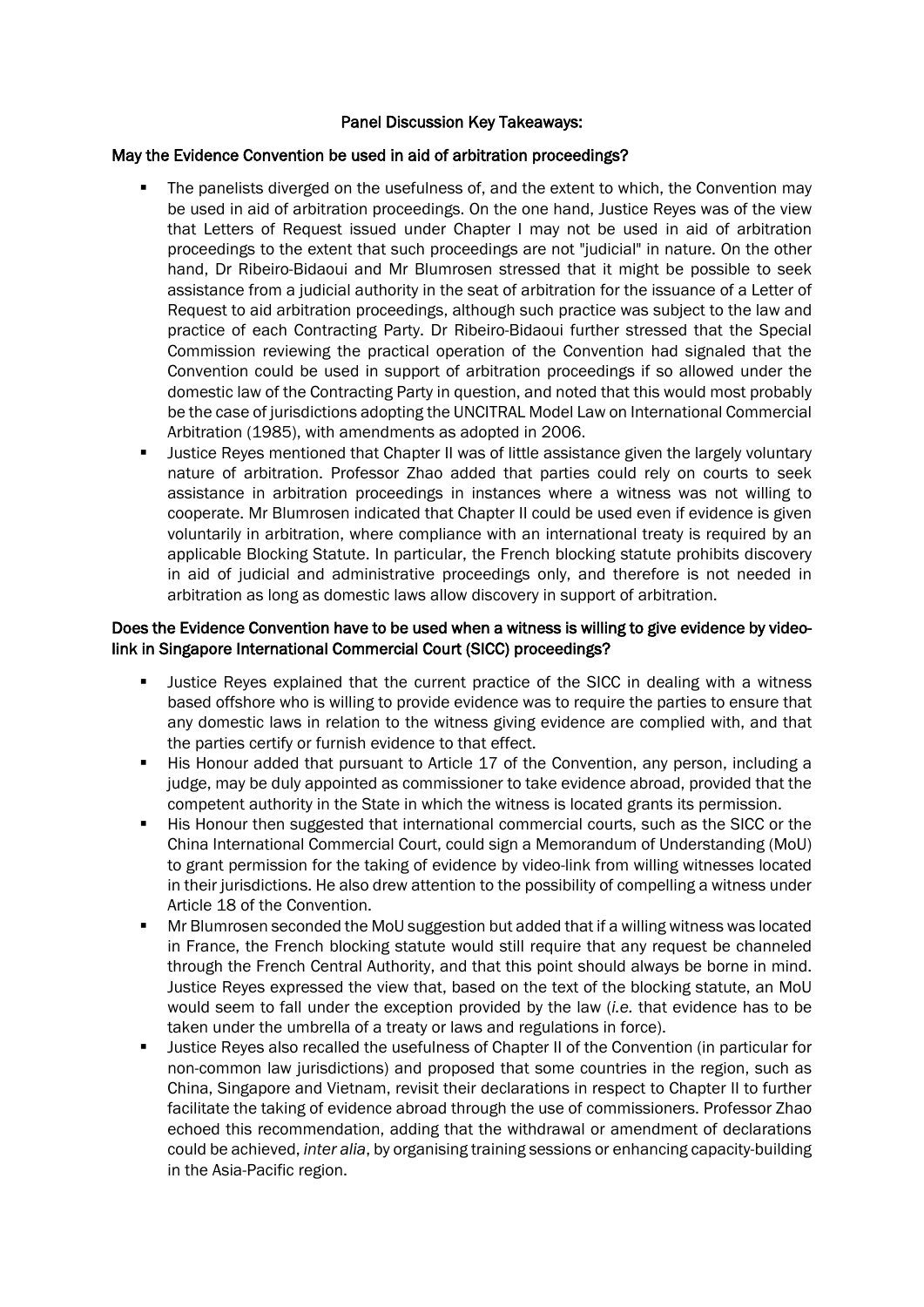## Panel Discussion Key Takeaways:

### May the Evidence Convention be used in aid of arbitration proceedings?

- The panelists diverged on the usefulness of, and the extent to which, the Convention may be used in aid of arbitration proceedings. On the one hand, Justice Reyes was of the view that Letters of Request issued under Chapter I may not be used in aid of arbitration proceedings to the extent that such proceedings are not "judicial" in nature. On the other hand, Dr Ribeiro-Bidaoui and Mr Blumrosen stressed that it might be possible to seek assistance from a judicial authority in the seat of arbitration for the issuance of a Letter of Request to aid arbitration proceedings, although such practice was subject to the law and practice of each Contracting Party. Dr Ribeiro-Bidaoui further stressed that the Special Commission reviewing the practical operation of the Convention had signaled that the Convention could be used in support of arbitration proceedings if so allowed under the domestic law of the Contracting Party in question, and noted that this would most probably be the case of jurisdictions adopting the UNCITRAL Model Law on International Commercial Arbitration (1985), with amendments as adopted in 2006.
- Justice Reyes mentioned that Chapter II was of little assistance given the largely voluntary nature of arbitration. Professor Zhao added that parties could rely on courts to seek assistance in arbitration proceedings in instances where a witness was not willing to cooperate. Mr Blumrosen indicated that Chapter II could be used even if evidence is given voluntarily in arbitration, where compliance with an international treaty is required by an applicable Blocking Statute. In particular, the French blocking statute prohibits discovery in aid of judicial and administrative proceedings only, and therefore is not needed in arbitration as long as domestic laws allow discovery in support of arbitration.

### Does the Evidence Convention have to be used when a witness is willing to give evidence by video-link in Singapore International Commercial Court (SICC) proceedings?

- Justice Reyes explained that the current practice of the SICC in dealing with a witness based offshore who is willing to provide evidence was to require the parties to ensure that any domestic laws in relation to the witness giving evidence are complied with, and that the parties certify or furnish evidence to that effect.
- His Honour added that pursuant to Article 17 of the Convention, any person, including a judge, may be duly appointed as commissioner to take evidence abroad, provided that the competent authority in the State in which the witness is located grants its permission.
- His Honour then suggested that international commercial courts, such as the SICC or the China International Commercial Court, could sign a Memorandum of Understanding (MoU) to grant permission for the taking of evidence by video-link from willing witnesses located in their jurisdictions. He also drew attention to the possibility of compelling a witness under Article 18 of the Convention.
- Mr Blumrosen seconded the MoU suggestion but added that if a willing witness was located in France, the French blocking statute would still require that any request be channeled through the French Central Authority, and that this point should always be borne in mind. Justice Reyes expressed the view that, based on the text of the blocking statute, an MoU would seem to fall under the exception provided by the law (*i.e.* that evidence has to be taken under the umbrella of a treaty or laws and regulations in force).
- Justice Reyes also recalled the usefulness of Chapter II of the Convention (in particular for non-common law jurisdictions) and proposed that some countries in the region, such as China, Singapore and Vietnam, revisit their declarations in respect to Chapter II to further facilitate the taking of evidence abroad through the use of commissioners. Professor Zhao echoed this recommendation, adding that the withdrawal or amendment of declarations could be achieved, *inter alia*, by organising training sessions or enhancing capacity-building in the Asia-Pacific region.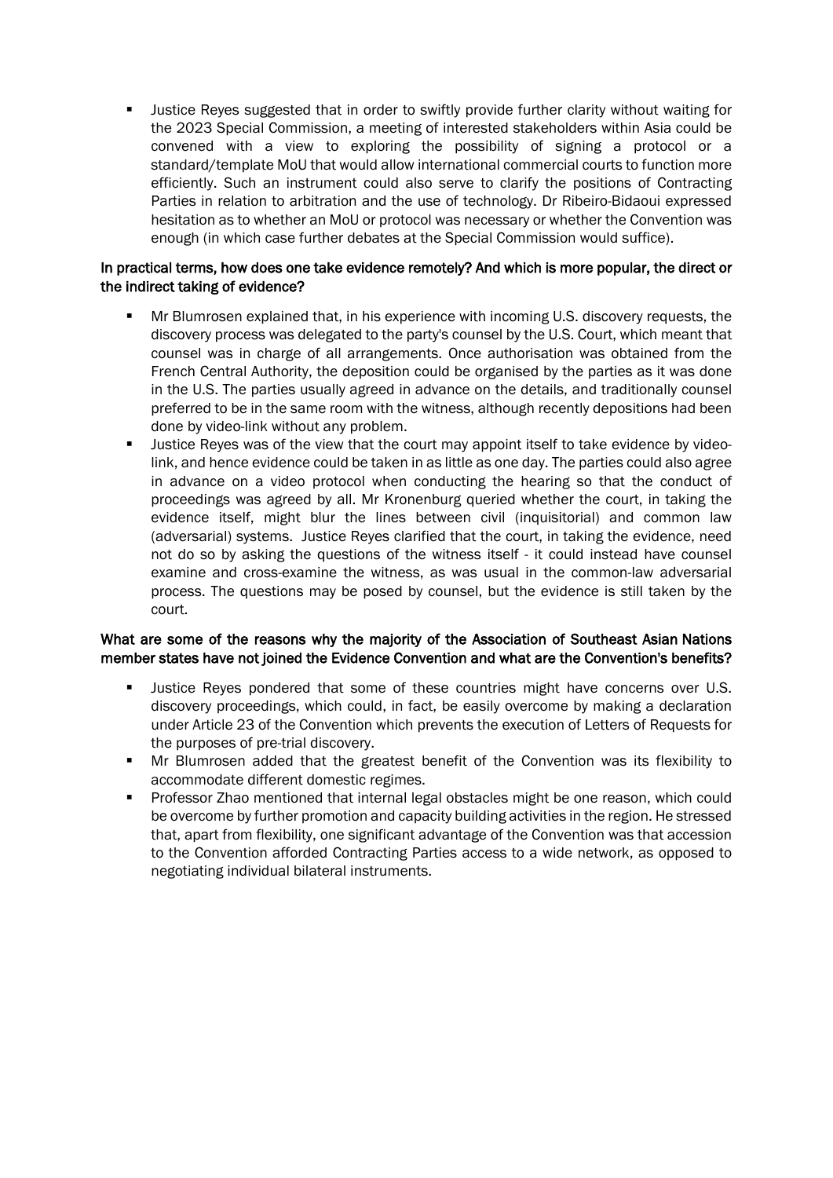- Justice Reyes suggested that in order to swiftly provide further clarity without waiting for the 2023 Special Commission, a meeting of interested stakeholders within Asia could be convened with a view to exploring the possibility of signing a protocol or a standard/template MoU that would allow international commercial courts to function more efficiently. Such an instrument could also serve to clarify the positions of Contracting Parties in relation to arbitration and the use of technology. Dr Ribeiro-Bidaoui expressed hesitation as to whether an MoU or protocol was necessary or whether the Convention was enough (in which case further debates at the Special Commission would suffice).

**In practical terms, how does one take evidence remotely? And which is more popular, the direct or the indirect taking of evidence?**

- Mr Blumrosen explained that, in his experience with incoming U.S. discovery requests, the discovery process was delegated to the party's counsel by the U.S. Court, which meant that counsel was in charge of all arrangements. Once authorisation was obtained from the French Central Authority, the deposition could be organised by the parties as it was done in the U.S. The parties usually agreed in advance on the details, and traditionally counsel preferred to be in the same room with the witness, although recently depositions had been done by video-link without any problem.
- Justice Reyes was of the view that the court may appoint itself to take evidence by video-link, and hence evidence could be taken in as little as one day. The parties could also agree in advance on a video protocol when conducting the hearing so that the conduct of proceedings was agreed by all. Mr Kronenburg queried whether the court, in taking the evidence itself, might blur the lines between civil (inquisitorial) and common law (adversarial) systems. Justice Reyes clarified that the court, in taking the evidence, need not do so by asking the questions of the witness itself - it could instead have counsel examine and cross-examine the witness, as was usual in the common-law adversarial process. The questions may be posed by counsel, but the evidence is still taken by the court.

**What are some of the reasons why the majority of the Association of Southeast Asian Nations member states have not joined the Evidence Convention and what are the Convention's benefits?**

- Justice Reyes pondered that some of these countries might have concerns over U.S. discovery proceedings, which could, in fact, be easily overcome by making a declaration under Article 23 of the Convention which prevents the execution of Letters of Requests for the purposes of pre-trial discovery.
- Mr Blumrosen added that the greatest benefit of the Convention was its flexibility to accommodate different domestic regimes.
- Professor Zhao mentioned that internal legal obstacles might be one reason, which could be overcome by further promotion and capacity building activities in the region. He stressed that, apart from flexibility, one significant advantage of the Convention was that accession to the Convention afforded Contracting Parties access to a wide network, as opposed to negotiating individual bilateral instruments.